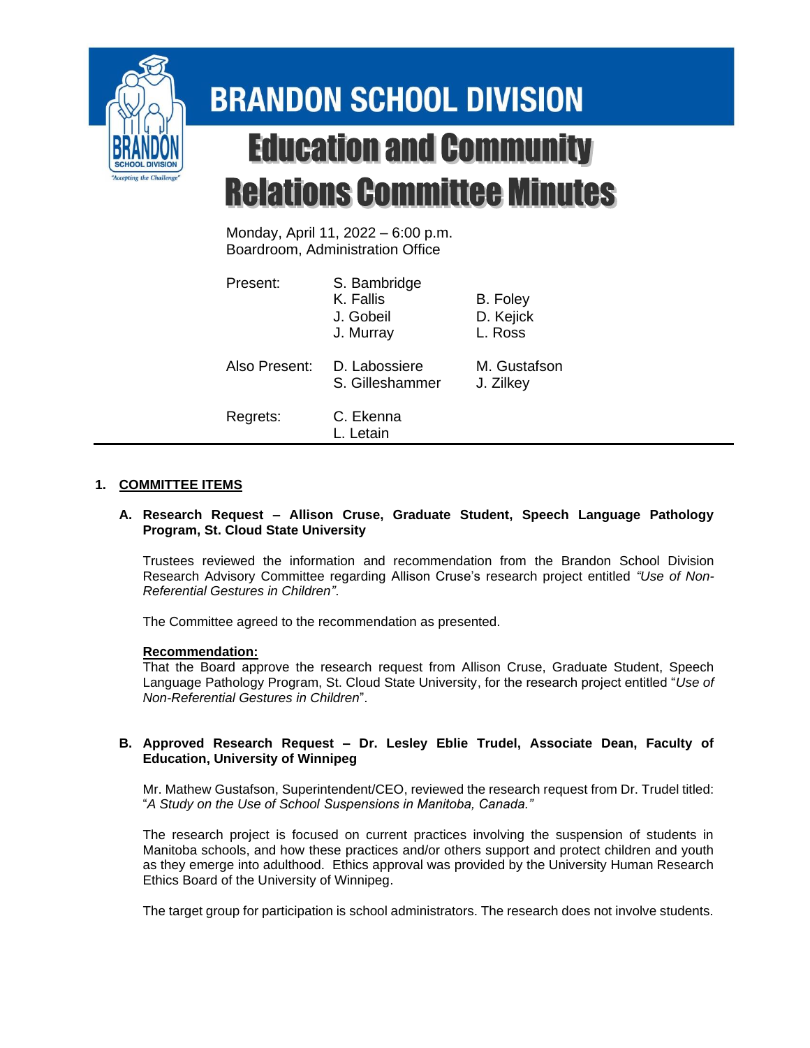# BRANDON SCHOOL DIVISION

# Education and Community Relations Committee Minutes

Monday, April 11, 2022 – 6:00 p.m.
Boardroom, Administration Office

| | | |
|---|---|---|
| Present: | S. Bambridge | |
| | K. Fallis | B. Foley |
| | J. Gobeil | D. Kejick |
| | J. Murray | L. Ross |
| Also Present: | D. Labossiere | M. Gustafson |
| | S. Gilleshammer | J. Zilkey |
| Regrets: | C. Ekenna | |
| | L. Letain | |

## 1. COMMITTEE ITEMS

### A. Research Request – Allison Cruse, Graduate Student, Speech Language Pathology Program, St. Cloud State University

Trustees reviewed the information and recommendation from the Brandon School Division Research Advisory Committee regarding Allison Cruse's research project entitled *"Use of Non-Referential Gestures in Children"*.

The Committee agreed to the recommendation as presented.

**Recommendation:**
That the Board approve the research request from Allison Cruse, Graduate Student, Speech Language Pathology Program, St. Cloud State University, for the research project entitled "*Use of Non-Referential Gestures in Children*".

### B. Approved Research Request – Dr. Lesley Eblie Trudel, Associate Dean, Faculty of Education, University of Winnipeg

Mr. Mathew Gustafson, Superintendent/CEO, reviewed the research request from Dr. Trudel titled: "*A Study on the Use of School Suspensions in Manitoba, Canada.*"

The research project is focused on current practices involving the suspension of students in Manitoba schools, and how these practices and/or others support and protect children and youth as they emerge into adulthood. Ethics approval was provided by the University Human Research Ethics Board of the University of Winnipeg.

The target group for participation is school administrators. The research does not involve students.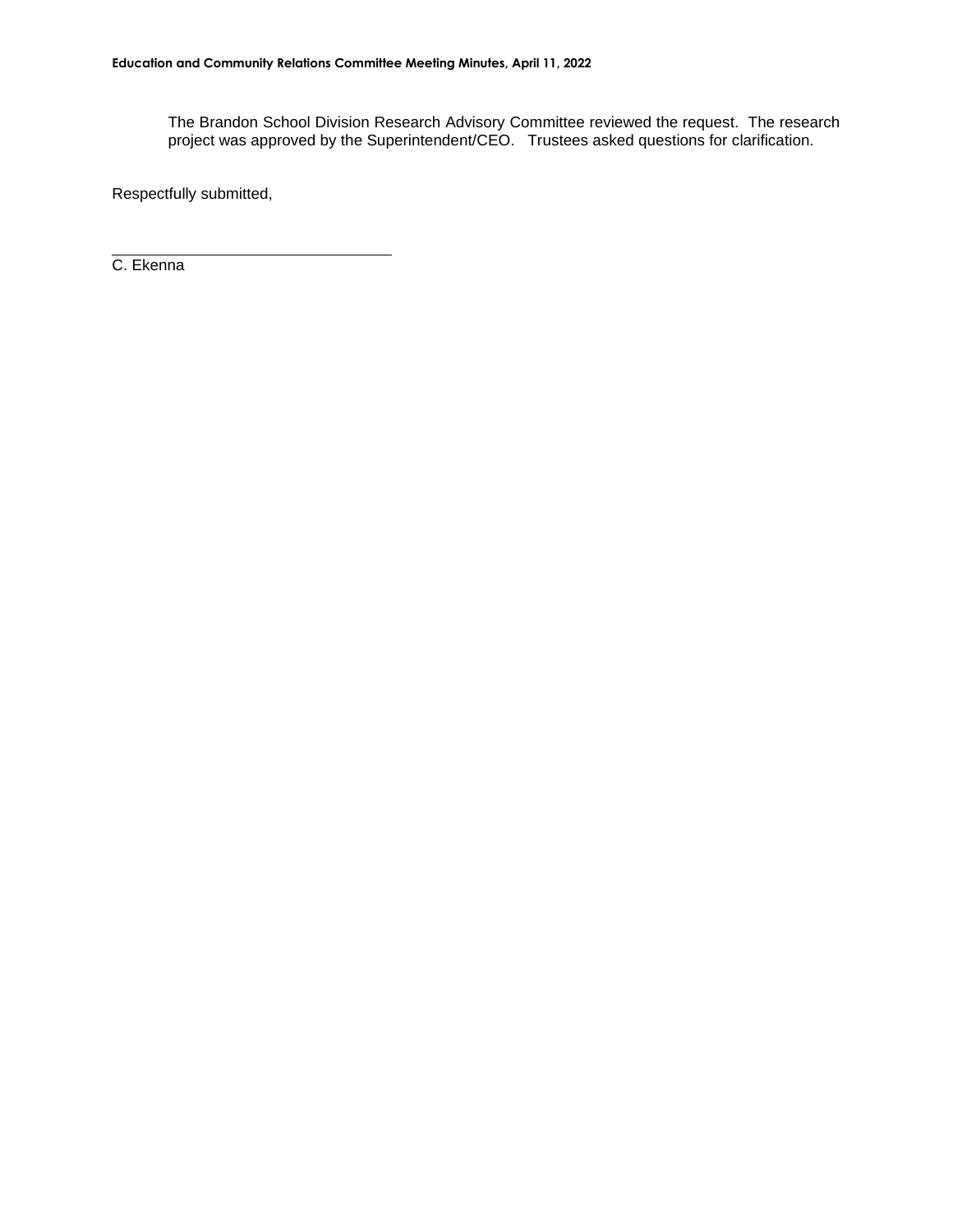The Brandon School Division Research Advisory Committee reviewed the request. The research project was approved by the Superintendent/CEO. Trustees asked questions for clarification.

Respectfully submitted,

\_\_\_\_\_\_\_\_\_\_\_\_\_\_\_\_\_\_\_\_\_\_\_\_\_\_\_\_\_\_\_\_

C. Ekenna